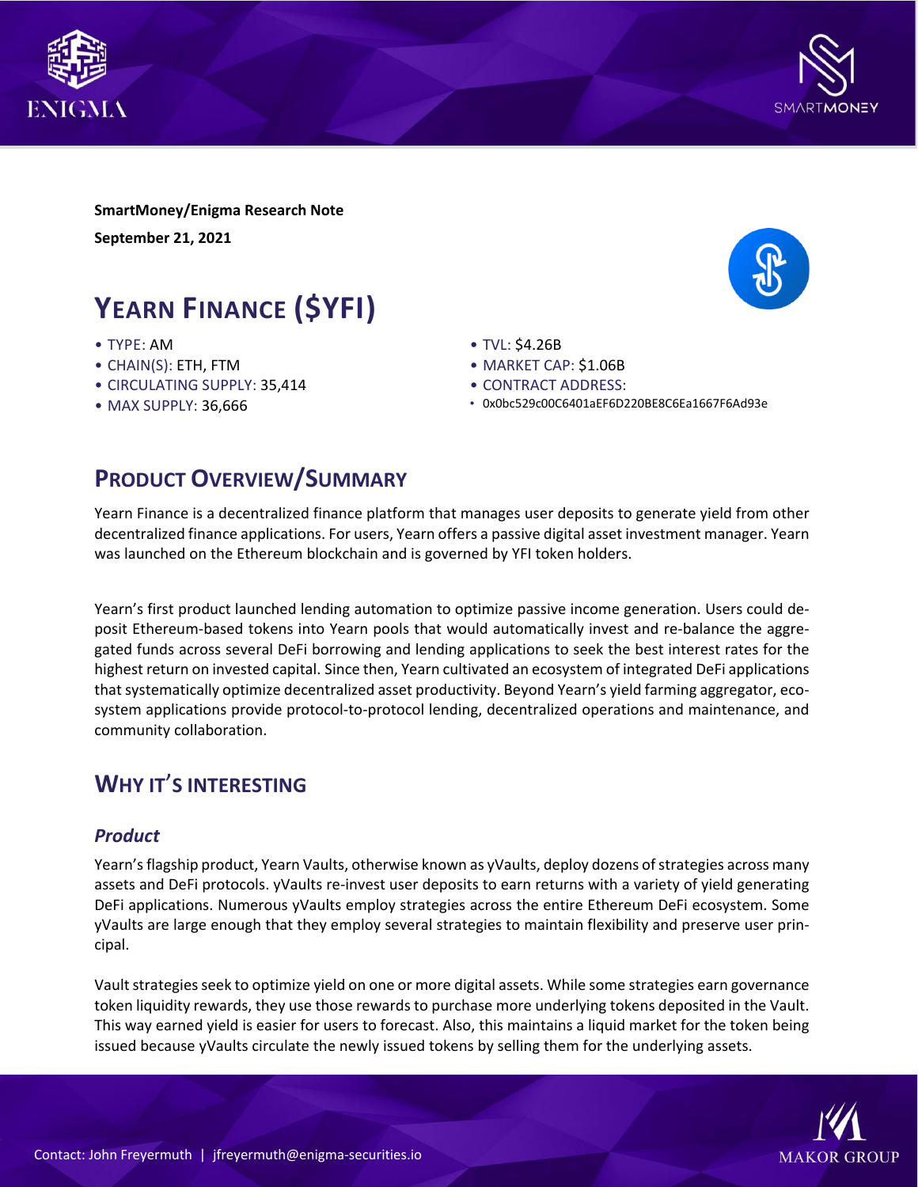**SmartMoney/Enigma Research Note**

**September 21, 2021**

# Yearn Finance ($YFI)

- TYPE: AM
- CHAIN(S): ETH, FTM
- CIRCULATING SUPPLY: 35,414
- MAX SUPPLY: 36,666
- TVL: $4.26B
- MARKET CAP: $1.06B
- CONTRACT ADDRESS:
- 0x0bc529c00C6401aEF6D220BE8C6Ea1667F6Ad93e

## Product Overview/Summary

Yearn Finance is a decentralized finance platform that manages user deposits to generate yield from other decentralized finance applications. For users, Yearn offers a passive digital asset investment manager. Yearn was launched on the Ethereum blockchain and is governed by YFI token holders.

Yearn's first product launched lending automation to optimize passive income generation. Users could deposit Ethereum-based tokens into Yearn pools that would automatically invest and re-balance the aggregated funds across several DeFi borrowing and lending applications to seek the best interest rates for the highest return on invested capital. Since then, Yearn cultivated an ecosystem of integrated DeFi applications that systematically optimize decentralized asset productivity. Beyond Yearn's yield farming aggregator, ecosystem applications provide protocol-to-protocol lending, decentralized operations and maintenance, and community collaboration.

## Why it's interesting

### *Product*

Yearn's flagship product, Yearn Vaults, otherwise known as yVaults, deploy dozens of strategies across many assets and DeFi protocols. yVaults re-invest user deposits to earn returns with a variety of yield generating DeFi applications. Numerous yVaults employ strategies across the entire Ethereum DeFi ecosystem. Some yVaults are large enough that they employ several strategies to maintain flexibility and preserve user principal.

Vault strategies seek to optimize yield on one or more digital assets. While some strategies earn governance token liquidity rewards, they use those rewards to purchase more underlying tokens deposited in the Vault. This way earned yield is easier for users to forecast. Also, this maintains a liquid market for the token being issued because yVaults circulate the newly issued tokens by selling them for the underlying assets.

Contact: John Freyermuth | jfreyermuth@enigma-securities.io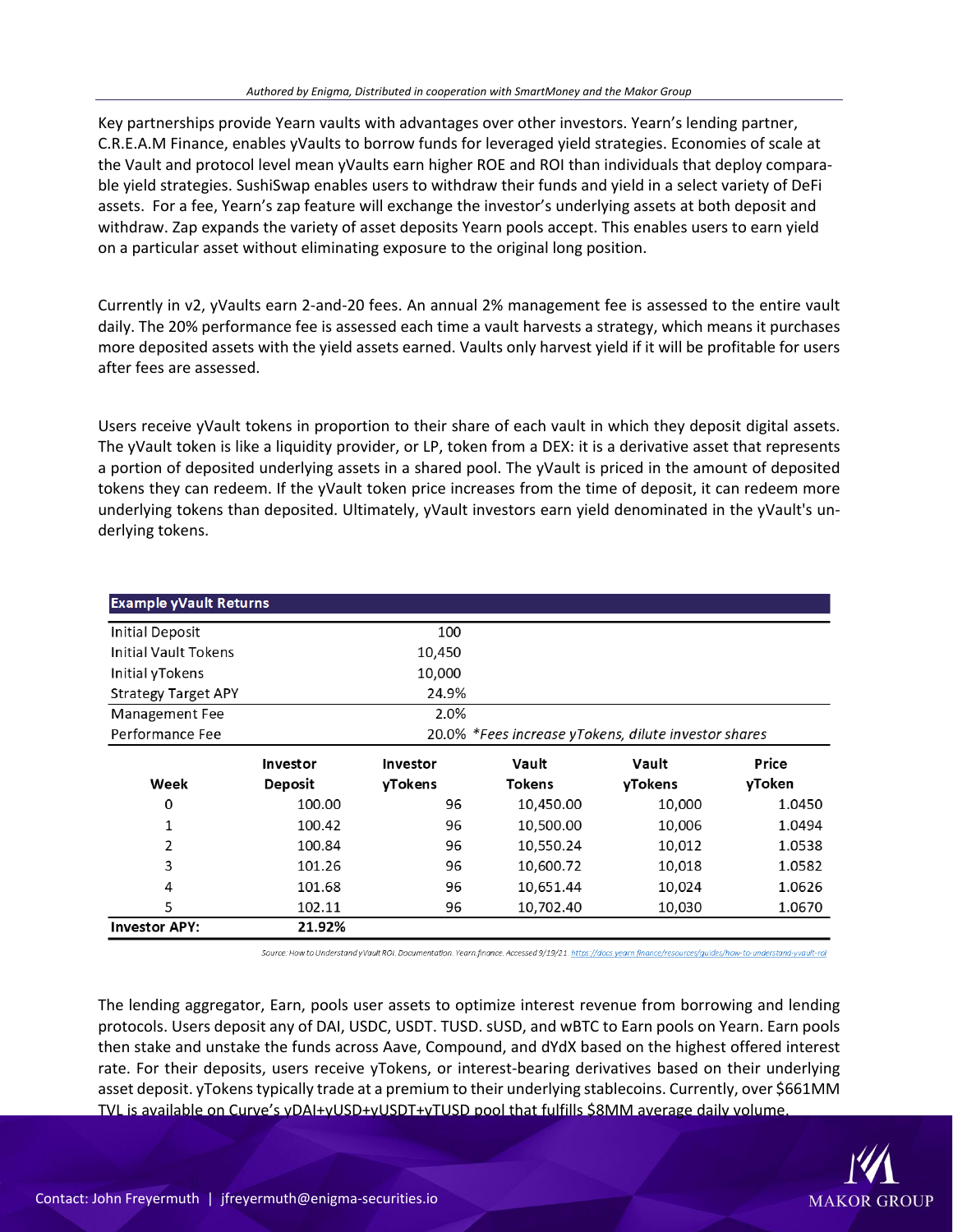Key partnerships provide Yearn vaults with advantages over other investors. Yearn's lending partner, C.R.E.A.M Finance, enables yVaults to borrow funds for leveraged yield strategies. Economies of scale at the Vault and protocol level mean yVaults earn higher ROE and ROI than individuals that deploy comparable yield strategies. SushiSwap enables users to withdraw their funds and yield in a select variety of DeFi assets. For a fee, Yearn's zap feature will exchange the investor's underlying assets at both deposit and withdraw. Zap expands the variety of asset deposits Yearn pools accept. This enables users to earn yield on a particular asset without eliminating exposure to the original long position.

Currently in v2, yVaults earn 2-and-20 fees. An annual 2% management fee is assessed to the entire vault daily. The 20% performance fee is assessed each time a vault harvests a strategy, which means it purchases more deposited assets with the yield assets earned. Vaults only harvest yield if it will be profitable for users after fees are assessed.

Users receive yVault tokens in proportion to their share of each vault in which they deposit digital assets. The yVault token is like a liquidity provider, or LP, token from a DEX: it is a derivative asset that represents a portion of deposited underlying assets in a shared pool. The yVault is priced in the amount of deposited tokens they can redeem. If the yVault token price increases from the time of deposit, it can redeem more underlying tokens than deposited. Ultimately, yVault investors earn yield denominated in the yVault's underlying tokens.

**Example yVault Returns**

| | | |
|---|---|---|
| Initial Deposit | 100 | |
| Initial Vault Tokens | 10,450 | |
| Initial yTokens | 10,000 | |
| Strategy Target APY | 24.9% | |
| Management Fee | 2.0% | |
| Performance Fee | 20.0% | *Fees increase yTokens, dilute investor shares* |

| Week | Investor Deposit | Investor yTokens | Vault Tokens | Vault yTokens | Price yToken |
|---|---|---|---|---|---|
| 0 | 100.00 | 96 | 10,450.00 | 10,000 | 1.0450 |
| 1 | 100.42 | 96 | 10,500.00 | 10,006 | 1.0494 |
| 2 | 100.84 | 96 | 10,550.24 | 10,012 | 1.0538 |
| 3 | 101.26 | 96 | 10,600.72 | 10,018 | 1.0582 |
| 4 | 101.68 | 96 | 10,651.44 | 10,024 | 1.0626 |
| 5 | 102.11 | 96 | 10,702.40 | 10,030 | 1.0670 |
| **Investor APY:** | **21.92%** | | | | |

Source: How to Understand yVault ROI. Documentation. Yearn.finance. Accessed 9/19/21. https://docs.yearn.finance/resources/guides/how-to-understand-yvault-roi

The lending aggregator, Earn, pools user assets to optimize interest revenue from borrowing and lending protocols. Users deposit any of DAI, USDC, USDT. TUSD. sUSD, and wBTC to Earn pools on Yearn. Earn pools then stake and unstake the funds across Aave, Compound, and dYdX based on the highest offered interest rate. For their deposits, users receive yTokens, or interest-bearing derivatives based on their underlying asset deposit. yTokens typically trade at a premium to their underlying stablecoins. Currently, over $661MM TVL is available on Curve's yDAI+yUSD+yUSDT+yTUSD pool that fulfills $8MM average daily volume.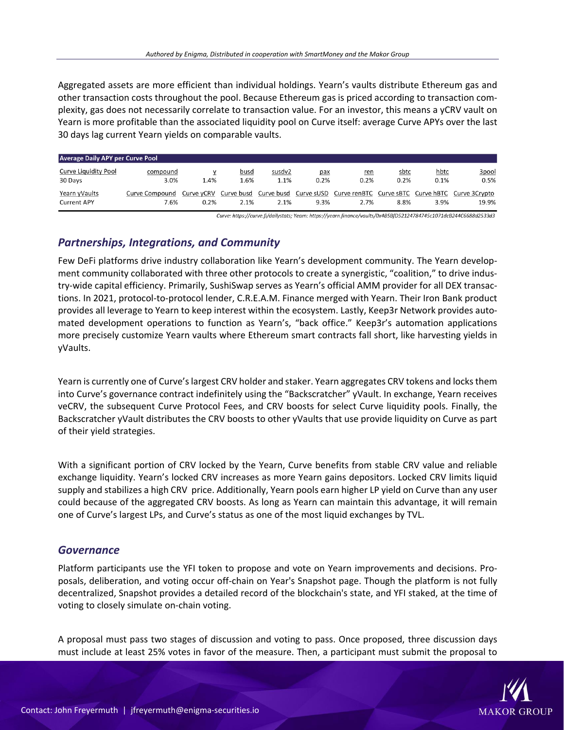Aggregated assets are more efficient than individual holdings. Yearn's vaults distribute Ethereum gas and other transaction costs throughout the pool. Because Ethereum gas is priced according to transaction complexity, gas does not necessarily correlate to transaction value. For an investor, this means a yCRV vault on Yearn is more profitable than the associated liquidity pool on Curve itself: average Curve APYs over the last 30 days lag current Yearn yields on comparable vaults.

| Average Daily APY per Curve Pool | | | | | | | | | |
|---|---|---|---|---|---|---|---|---|---|
| Curve Liquidity Pool | compound | y | busd | susdv2 | pax | ren | sbtc | hbtc | 3pool |
| 30 Days | 3.0% | 1.4% | 1.6% | 1.1% | 0.2% | 0.2% | 0.2% | 0.1% | 0.5% |
| Yearn yVaults | Curve Compound | Curve yCRV | Curve busd | Curve busd | Curve sUSD | Curve renBTC | Curve sBTC | Curve hBTC | Curve 3Crypto |
| Current APY | 7.6% | 0.2% | 2.1% | 2.1% | 9.3% | 2.7% | 8.8% | 3.9% | 19.9% |

Curve: https://curve.fi/dailystats; Yearn: https://yearn.finance/vaults/0x4B5BfD52124784745c1071dcB244C6688d2533d3

## *Partnerships, Integrations, and Community*

Few DeFi platforms drive industry collaboration like Yearn's development community. The Yearn development community collaborated with three other protocols to create a synergistic, "coalition," to drive industry-wide capital efficiency. Primarily, SushiSwap serves as Yearn's official AMM provider for all DEX transactions. In 2021, protocol-to-protocol lender, C.R.E.A.M. Finance merged with Yearn. Their Iron Bank product provides all leverage to Yearn to keep interest within the ecosystem. Lastly, Keep3r Network provides automated development operations to function as Yearn's, "back office." Keep3r's automation applications more precisely customize Yearn vaults where Ethereum smart contracts fall short, like harvesting yields in yVaults.

Yearn is currently one of Curve's largest CRV holder and staker. Yearn aggregates CRV tokens and locks them into Curve's governance contract indefinitely using the "Backscratcher" yVault. In exchange, Yearn receives veCRV, the subsequent Curve Protocol Fees, and CRV boosts for select Curve liquidity pools. Finally, the Backscratcher yVault distributes the CRV boosts to other yVaults that use provide liquidity on Curve as part of their yield strategies.

With a significant portion of CRV locked by the Yearn, Curve benefits from stable CRV value and reliable exchange liquidity. Yearn's locked CRV increases as more Yearn gains depositors. Locked CRV limits liquid supply and stabilizes a high CRV price. Additionally, Yearn pools earn higher LP yield on Curve than any user could because of the aggregated CRV boosts. As long as Yearn can maintain this advantage, it will remain one of Curve's largest LPs, and Curve's status as one of the most liquid exchanges by TVL.

## *Governance*

Platform participants use the YFI token to propose and vote on Yearn improvements and decisions. Proposals, deliberation, and voting occur off-chain on Year's Snapshot page. Though the platform is not fully decentralized, Snapshot provides a detailed record of the blockchain's state, and YFI staked, at the time of voting to closely simulate on-chain voting.

A proposal must pass two stages of discussion and voting to pass. Once proposed, three discussion days must include at least 25% votes in favor of the measure. Then, a participant must submit the proposal to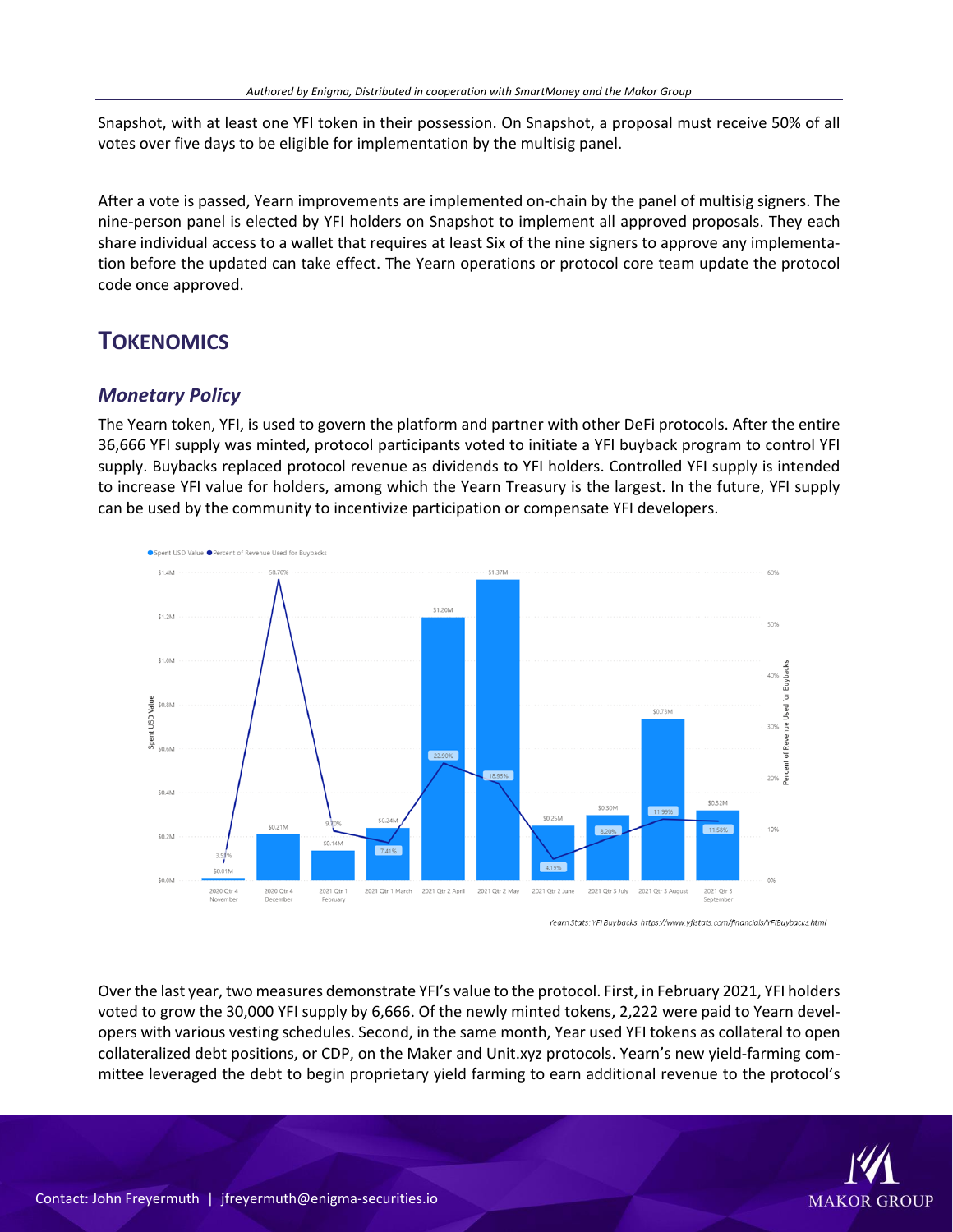Snapshot, with at least one YFI token in their possession. On Snapshot, a proposal must receive 50% of all votes over five days to be eligible for implementation by the multisig panel.

After a vote is passed, Yearn improvements are implemented on-chain by the panel of multisig signers. The nine-person panel is elected by YFI holders on Snapshot to implement all approved proposals. They each share individual access to a wallet that requires at least Six of the nine signers to approve any implementation before the updated can take effect. The Yearn operations or protocol core team update the protocol code once approved.

## TOKENOMICS

### *Monetary Policy*

The Yearn token, YFI, is used to govern the platform and partner with other DeFi protocols. After the entire 36,666 YFI supply was minted, protocol participants voted to initiate a YFI buyback program to control YFI supply. Buybacks replaced protocol revenue as dividends to YFI holders. Controlled YFI supply is intended to increase YFI value for holders, among which the Yearn Treasury is the largest. In the future, YFI supply can be used by the community to incentivize participation or compensate YFI developers.

*Yearn Stats: YFI Buybacks. https://www.yfistats.com/financials/YFIBuybacks.html*

Over the last year, two measures demonstrate YFI's value to the protocol. First, in February 2021, YFI holders voted to grow the 30,000 YFI supply by 6,666. Of the newly minted tokens, 2,222 were paid to Yearn developers with various vesting schedules. Second, in the same month, Year used YFI tokens as collateral to open collateralized debt positions, or CDP, on the Maker and Unit.xyz protocols. Yearn's new yield-farming committee leveraged the debt to begin proprietary yield farming to earn additional revenue to the protocol's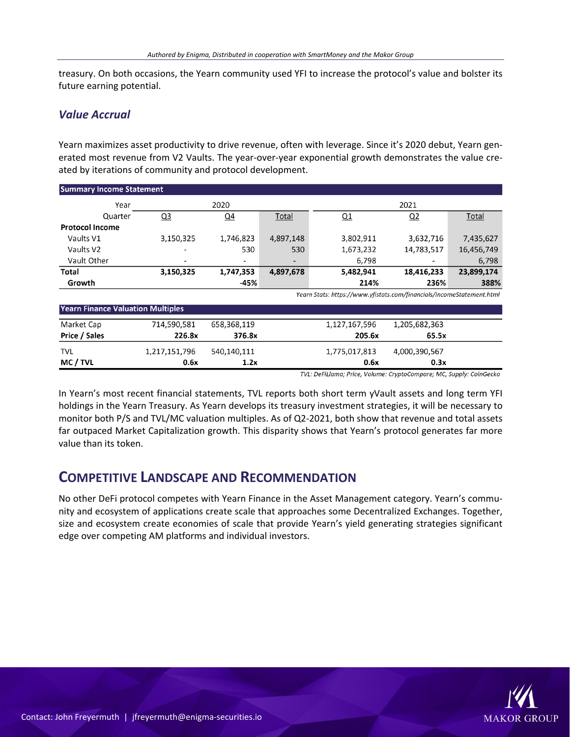treasury. On both occasions, the Yearn community used YFI to increase the protocol's value and bolster its future earning potential.

### *Value Accrual*

Yearn maximizes asset productivity to drive revenue, often with leverage. Since it's 2020 debut, Yearn generated most revenue from V2 Vaults. The year-over-year exponential growth demonstrates the value created by iterations of community and protocol development.

**Summary Income Statement**

| Year | 2020 | | | 2021 | | |
|---|---|---|---|---|---|---|
| Quarter | Q3 | Q4 | Total | Q1 | Q2 | Total |
| **Protocol Income** | | | | | | |
| Vaults V1 | 3,150,325 | 1,746,823 | 4,897,148 | 3,802,911 | 3,632,716 | 7,435,627 |
| Vaults V2 | - | 530 | 530 | 1,673,232 | 14,783,517 | 16,456,749 |
| Vault Other | - | - | - | 6,798 | - | 6,798 |
| **Total** | **3,150,325** | **1,747,353** | **4,897,678** | **5,482,941** | **18,416,233** | **23,899,174** |
| **Growth** | | **-45%** | | **214%** | **236%** | **388%** |

*Yearn Stats: https://www.yfistats.com/financials/IncomeStatement.html*

**Yearn Finance Valuation Multiples**

| | Q3 2020 | Q4 2020 | Q1 2021 | Q2 2021 |
|---|---|---|---|---|
| Market Cap | 714,590,581 | 658,368,119 | 1,127,167,596 | 1,205,682,363 |
| **Price / Sales** | **226.8x** | **376.8x** | **205.6x** | **65.5x** |
| TVL | 1,217,151,796 | 540,140,111 | 1,775,017,813 | 4,000,390,567 |
| **MC / TVL** | **0.6x** | **1.2x** | **0.6x** | **0.3x** |

*TVL: DeFiLlama; Price, Volume: CryptoCompare; MC, Supply: CoinGecko*

In Yearn's most recent financial statements, TVL reports both short term yVault assets and long term YFI holdings in the Yearn Treasury. As Yearn develops its treasury investment strategies, it will be necessary to monitor both P/S and TVL/MC valuation multiples. As of Q2-2021, both show that revenue and total assets far outpaced Market Capitalization growth. This disparity shows that Yearn's protocol generates far more value than its token.

## Competitive Landscape and Recommendation

No other DeFi protocol competes with Yearn Finance in the Asset Management category. Yearn's community and ecosystem of applications create scale that approaches some Decentralized Exchanges. Together, size and ecosystem create economies of scale that provide Yearn's yield generating strategies significant edge over competing AM platforms and individual investors.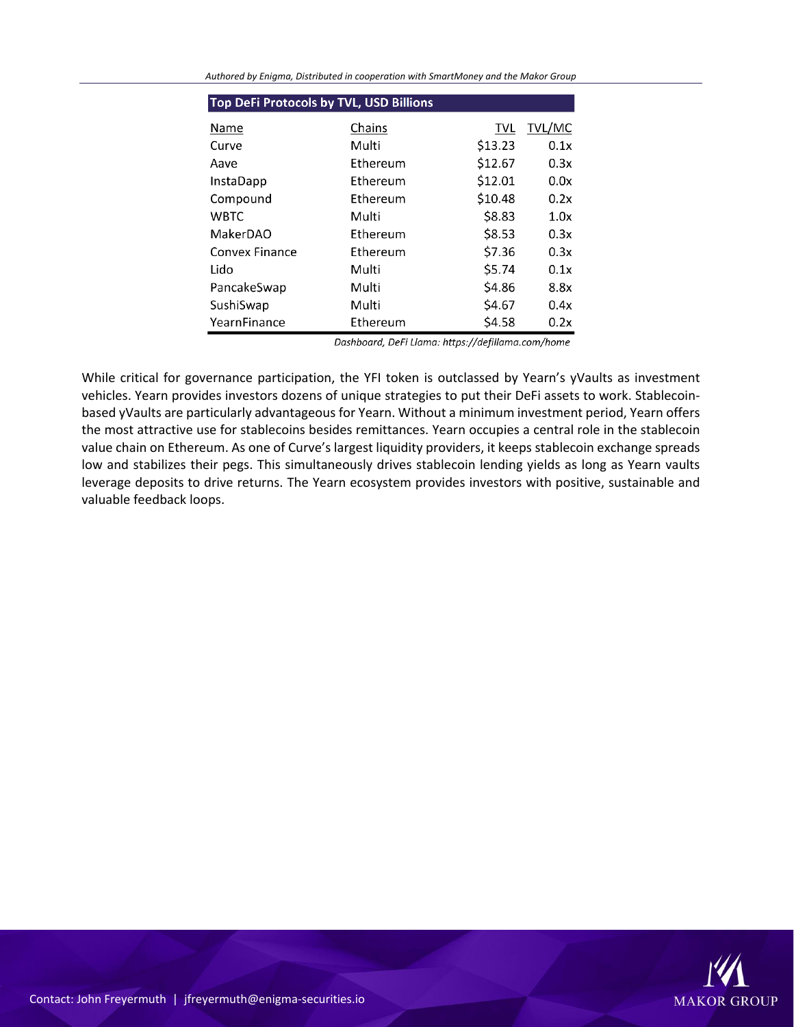**Top DeFi Protocols by TVL, USD Billions**

| Name | Chains | TVL | TVL/MC |
|---|---|---|---|
| Curve | Multi | $13.23 | 0.1x |
| Aave | Ethereum | $12.67 | 0.3x |
| InstaDapp | Ethereum | $12.01 | 0.0x |
| Compound | Ethereum | $10.48 | 0.2x |
| WBTC | Multi | $8.83 | 1.0x |
| MakerDAO | Ethereum | $8.53 | 0.3x |
| Convex Finance | Ethereum | $7.36 | 0.3x |
| Lido | Multi | $5.74 | 0.1x |
| PancakeSwap | Multi | $4.86 | 8.8x |
| SushiSwap | Multi | $4.67 | 0.4x |
| YearnFinance | Ethereum | $4.58 | 0.2x |

*Dashboard, DeFi Llama: https://defillama.com/home*

While critical for governance participation, the YFI token is outclassed by Yearn's yVaults as investment vehicles. Yearn provides investors dozens of unique strategies to put their DeFi assets to work. Stablecoin-based yVaults are particularly advantageous for Yearn. Without a minimum investment period, Yearn offers the most attractive use for stablecoins besides remittances. Yearn occupies a central role in the stablecoin value chain on Ethereum. As one of Curve's largest liquidity providers, it keeps stablecoin exchange spreads low and stabilizes their pegs. This simultaneously drives stablecoin lending yields as long as Yearn vaults leverage deposits to drive returns. The Yearn ecosystem provides investors with positive, sustainable and valuable feedback loops.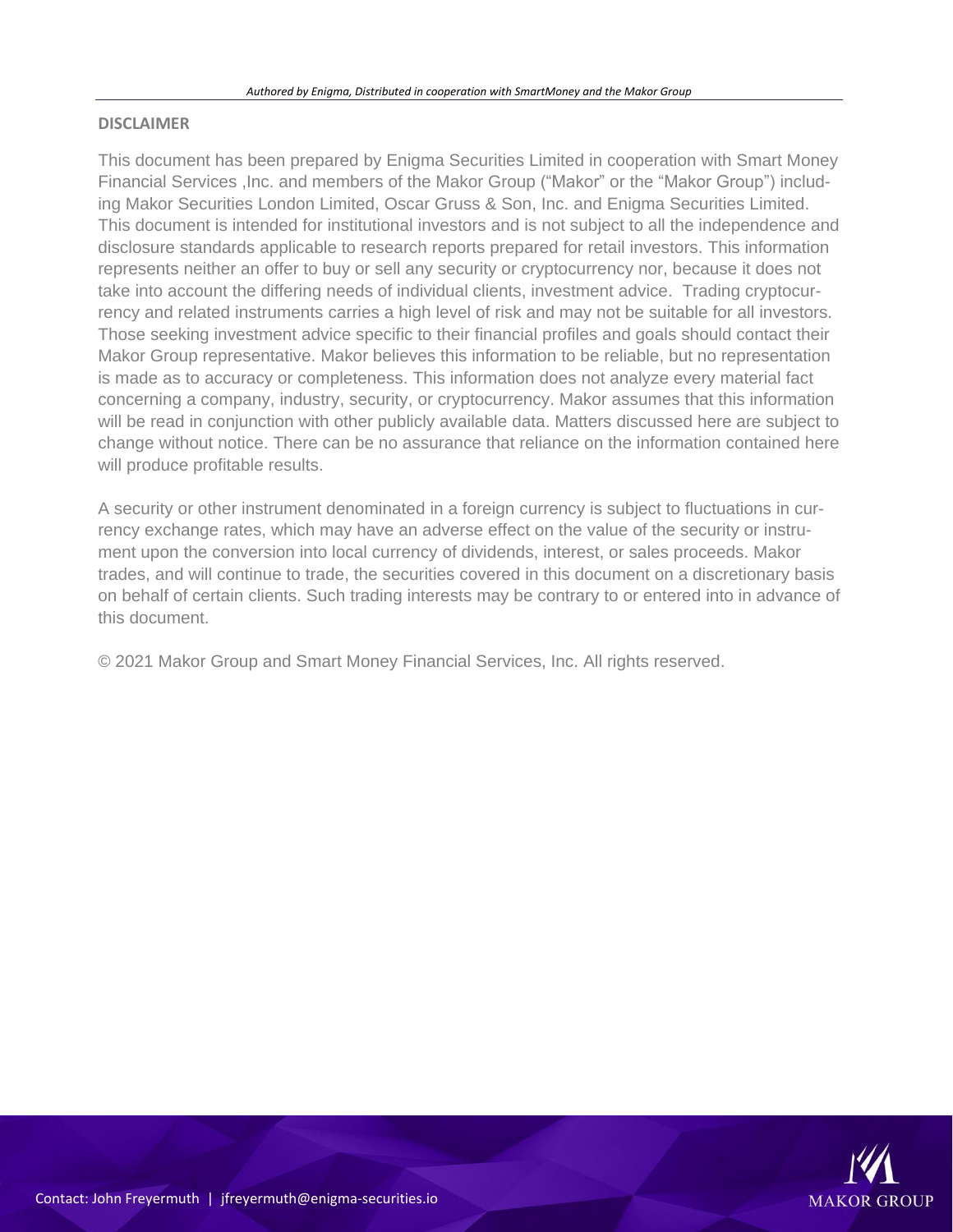**DISCLAIMER**

This document has been prepared by Enigma Securities Limited in cooperation with Smart Money Financial Services ,Inc. and members of the Makor Group ("Makor" or the "Makor Group") including Makor Securities London Limited, Oscar Gruss & Son, Inc. and Enigma Securities Limited. This document is intended for institutional investors and is not subject to all the independence and disclosure standards applicable to research reports prepared for retail investors. This information represents neither an offer to buy or sell any security or cryptocurrency nor, because it does not take into account the differing needs of individual clients, investment advice. Trading cryptocurrency and related instruments carries a high level of risk and may not be suitable for all investors. Those seeking investment advice specific to their financial profiles and goals should contact their Makor Group representative. Makor believes this information to be reliable, but no representation is made as to accuracy or completeness. This information does not analyze every material fact concerning a company, industry, security, or cryptocurrency. Makor assumes that this information will be read in conjunction with other publicly available data. Matters discussed here are subject to change without notice. There can be no assurance that reliance on the information contained here will produce profitable results.

A security or other instrument denominated in a foreign currency is subject to fluctuations in currency exchange rates, which may have an adverse effect on the value of the security or instrument upon the conversion into local currency of dividends, interest, or sales proceeds. Makor trades, and will continue to trade, the securities covered in this document on a discretionary basis on behalf of certain clients. Such trading interests may be contrary to or entered into in advance of this document.

© 2021 Makor Group and Smart Money Financial Services, Inc. All rights reserved.